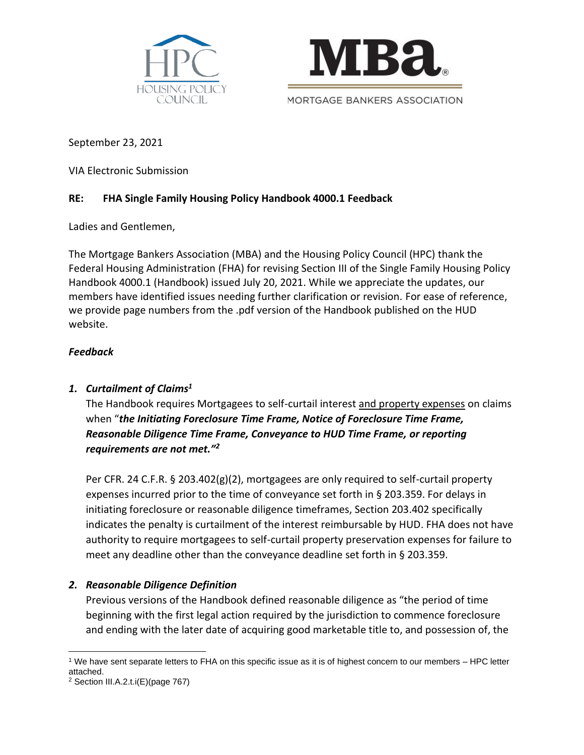HPC HOUSING POLICY COUNCIL

MBa MORTGAGE BANKERS ASSOCIATION

September 23, 2021

VIA Electronic Submission

**RE: FHA Single Family Housing Policy Handbook 4000.1 Feedback**

Ladies and Gentlemen,

The Mortgage Bankers Association (MBA) and the Housing Policy Council (HPC) thank the Federal Housing Administration (FHA) for revising Section III of the Single Family Housing Policy Handbook 4000.1 (Handbook) issued July 20, 2021. While we appreciate the updates, our members have identified issues needing further clarification or revision. For ease of reference, we provide page numbers from the .pdf version of the Handbook published on the HUD website.

***Feedback***

1. ***Curtailment of Claims***[1]

   The Handbook requires Mortgagees to self-curtail interest <u>and property expenses</u> on claims when "***the Initiating Foreclosure Time Frame, Notice of Foreclosure Time Frame, Reasonable Diligence Time Frame, Conveyance to HUD Time Frame, or reporting requirements are not met."***[2]

   Per CFR. 24 C.F.R. § 203.402(g)(2), mortgagees are only required to self-curtail property expenses incurred prior to the time of conveyance set forth in § 203.359. For delays in initiating foreclosure or reasonable diligence timeframes, Section 203.402 specifically indicates the penalty is curtailment of the interest reimbursable by HUD. FHA does not have authority to require mortgagees to self-curtail property preservation expenses for failure to meet any deadline other than the conveyance deadline set forth in § 203.359.

2. ***Reasonable Diligence Definition***

   Previous versions of the Handbook defined reasonable diligence as "the period of time beginning with the first legal action required by the jurisdiction to commence foreclosure and ending with the later date of acquiring good marketable title to, and possession of, the

---

[1] We have sent separate letters to FHA on this specific issue as it is of highest concern to our members – HPC letter attached.

[2] Section III.A.2.t.i(E)(page 767)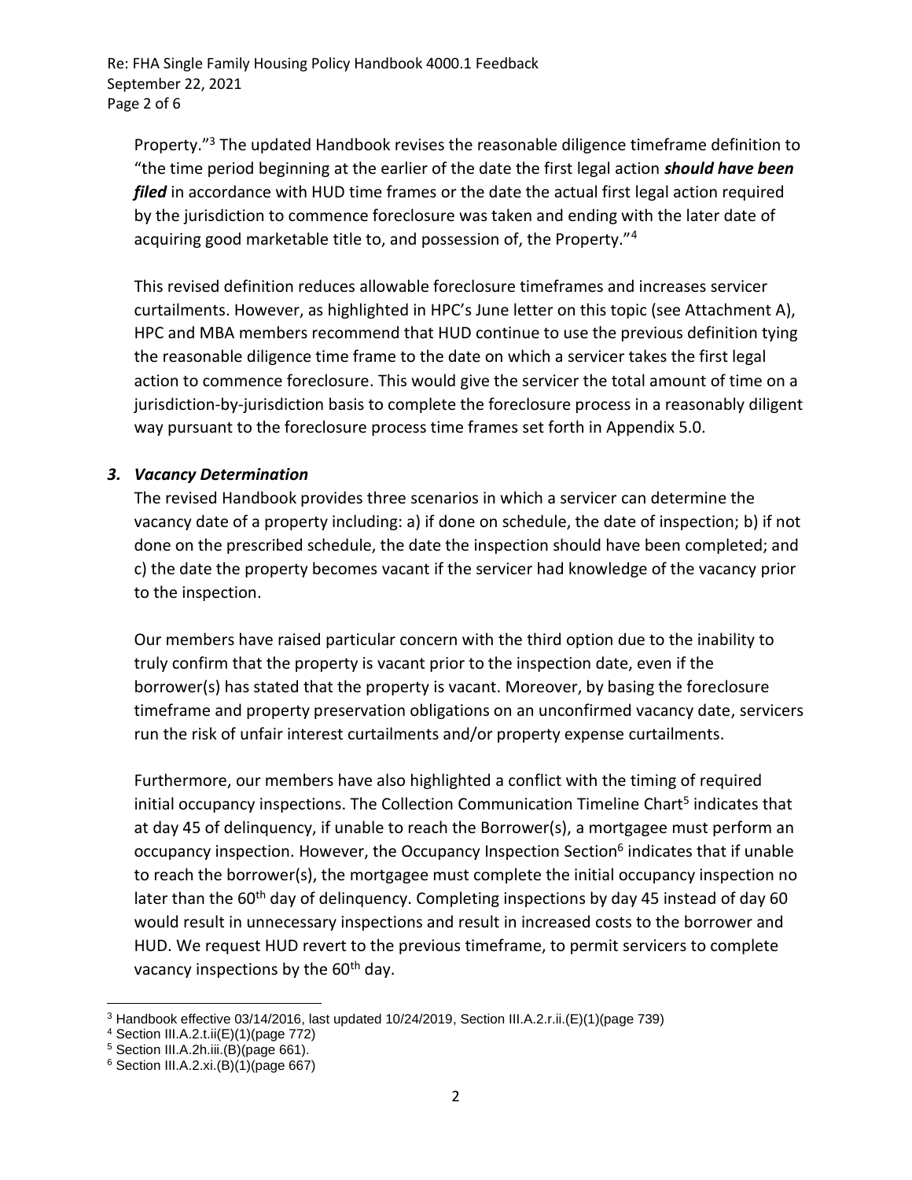Property."[3] The updated Handbook revises the reasonable diligence timeframe definition to "the time period beginning at the earlier of the date the first legal action ***should have been filed*** in accordance with HUD time frames or the date the actual first legal action required by the jurisdiction to commence foreclosure was taken and ending with the later date of acquiring good marketable title to, and possession of, the Property."[4]

This revised definition reduces allowable foreclosure timeframes and increases servicer curtailments. However, as highlighted in HPC's June letter on this topic (see Attachment A), HPC and MBA members recommend that HUD continue to use the previous definition tying the reasonable diligence time frame to the date on which a servicer takes the first legal action to commence foreclosure. This would give the servicer the total amount of time on a jurisdiction-by-jurisdiction basis to complete the foreclosure process in a reasonably diligent way pursuant to the foreclosure process time frames set forth in Appendix 5.0.

### *3. Vacancy Determination*

The revised Handbook provides three scenarios in which a servicer can determine the vacancy date of a property including: a) if done on schedule, the date of inspection; b) if not done on the prescribed schedule, the date the inspection should have been completed; and c) the date the property becomes vacant if the servicer had knowledge of the vacancy prior to the inspection.

Our members have raised particular concern with the third option due to the inability to truly confirm that the property is vacant prior to the inspection date, even if the borrower(s) has stated that the property is vacant. Moreover, by basing the foreclosure timeframe and property preservation obligations on an unconfirmed vacancy date, servicers run the risk of unfair interest curtailments and/or property expense curtailments.

Furthermore, our members have also highlighted a conflict with the timing of required initial occupancy inspections. The Collection Communication Timeline Chart[5] indicates that at day 45 of delinquency, if unable to reach the Borrower(s), a mortgagee must perform an occupancy inspection. However, the Occupancy Inspection Section[6] indicates that if unable to reach the borrower(s), the mortgagee must complete the initial occupancy inspection no later than the 60th day of delinquency. Completing inspections by day 45 instead of day 60 would result in unnecessary inspections and result in increased costs to the borrower and HUD. We request HUD revert to the previous timeframe, to permit servicers to complete vacancy inspections by the 60th day.

---

[3] Handbook effective 03/14/2016, last updated 10/24/2019, Section III.A.2.r.ii.(E)(1)(page 739)

[4] Section III.A.2.t.ii(E)(1)(page 772)

[5] Section III.A.2h.iii.(B)(page 661).

[6] Section III.A.2.xi.(B)(1)(page 667)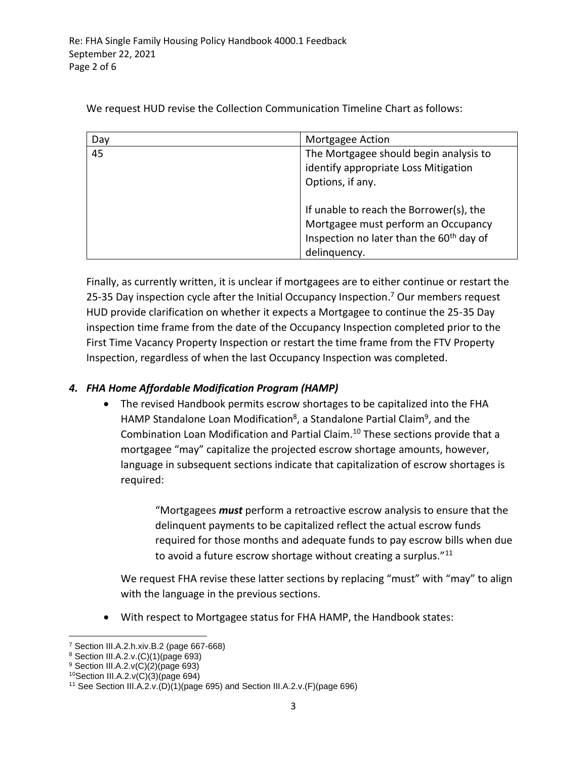We request HUD revise the Collection Communication Timeline Chart as follows:

| Day | Mortgagee Action |
| --- | --- |
| 45 | The Mortgagee should begin analysis to identify appropriate Loss Mitigation Options, if any.<br><br>If unable to reach the Borrower(s), the Mortgagee must perform an Occupancy Inspection no later than the 60th day of delinquency. |

Finally, as currently written, it is unclear if mortgagees are to either continue or restart the 25-35 Day inspection cycle after the Initial Occupancy Inspection.[7] Our members request HUD provide clarification on whether it expects a Mortgagee to continue the 25-35 Day inspection time frame from the date of the Occupancy Inspection completed prior to the First Time Vacancy Property Inspection or restart the time frame from the FTV Property Inspection, regardless of when the last Occupancy Inspection was completed.

### *4. FHA Home Affordable Modification Program (HAMP)*

- The revised Handbook permits escrow shortages to be capitalized into the FHA HAMP Standalone Loan Modification[8], a Standalone Partial Claim[9], and the Combination Loan Modification and Partial Claim.[10] These sections provide that a mortgagee "may" capitalize the projected escrow shortage amounts, however, language in subsequent sections indicate that capitalization of escrow shortages is required:

  > "Mortgagees ***must*** perform a retroactive escrow analysis to ensure that the delinquent payments to be capitalized reflect the actual escrow funds required for those months and adequate funds to pay escrow bills when due to avoid a future escrow shortage without creating a surplus."[11]

  We request FHA revise these latter sections by replacing "must" with "may" to align with the language in the previous sections.

- With respect to Mortgagee status for FHA HAMP, the Handbook states:

---

[7] Section III.A.2.h.xiv.B.2 (page 667-668)

[8] Section III.A.2.v.(C)(1)(page 693)

[9] Section III.A.2.v(C)(2)(page 693)

[10] Section III.A.2.v(C)(3)(page 694)

[11] See Section III.A.2.v.(D)(1)(page 695) and Section III.A.2.v.(F)(page 696)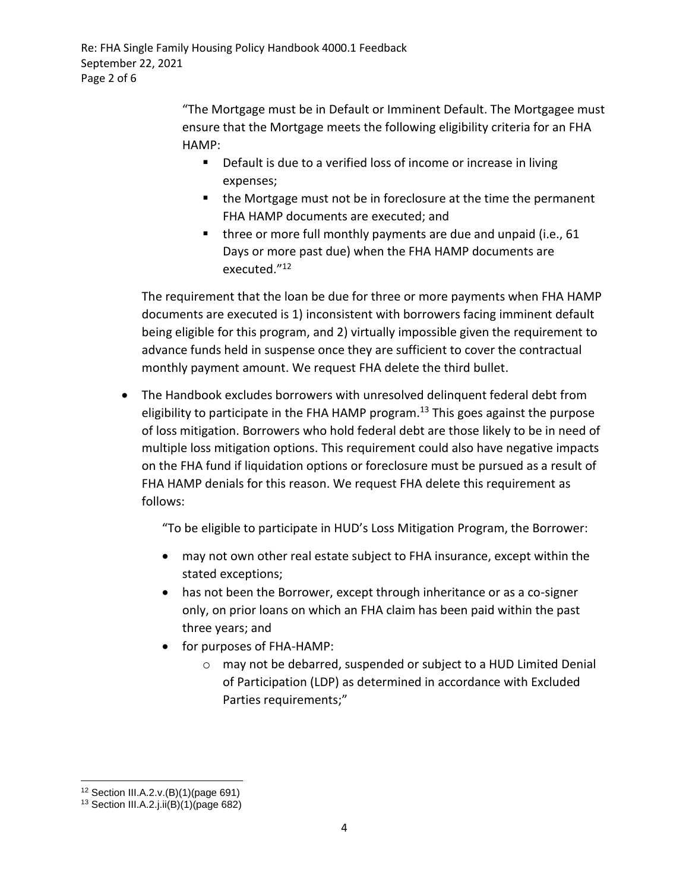"The Mortgage must be in Default or Imminent Default. The Mortgagee must ensure that the Mortgage meets the following eligibility criteria for an FHA HAMP:

- Default is due to a verified loss of income or increase in living expenses;
- the Mortgage must not be in foreclosure at the time the permanent FHA HAMP documents are executed; and
- three or more full monthly payments are due and unpaid (i.e., 61 Days or more past due) when the FHA HAMP documents are executed."[12]

The requirement that the loan be due for three or more payments when FHA HAMP documents are executed is 1) inconsistent with borrowers facing imminent default being eligible for this program, and 2) virtually impossible given the requirement to advance funds held in suspense once they are sufficient to cover the contractual monthly payment amount. We request FHA delete the third bullet.

- The Handbook excludes borrowers with unresolved delinquent federal debt from eligibility to participate in the FHA HAMP program.[13] This goes against the purpose of loss mitigation. Borrowers who hold federal debt are those likely to be in need of multiple loss mitigation options. This requirement could also have negative impacts on the FHA fund if liquidation options or foreclosure must be pursued as a result of FHA HAMP denials for this reason. We request FHA delete this requirement as follows:

  "To be eligible to participate in HUD's Loss Mitigation Program, the Borrower:

  - may not own other real estate subject to FHA insurance, except within the stated exceptions;
  - has not been the Borrower, except through inheritance or as a co-signer only, on prior loans on which an FHA claim has been paid within the past three years; and
  - for purposes of FHA-HAMP:
    - may not be debarred, suspended or subject to a HUD Limited Denial of Participation (LDP) as determined in accordance with Excluded Parties requirements;"

[12] Section III.A.2.v.(B)(1)(page 691)

[13] Section III.A.2.j.ii(B)(1)(page 682)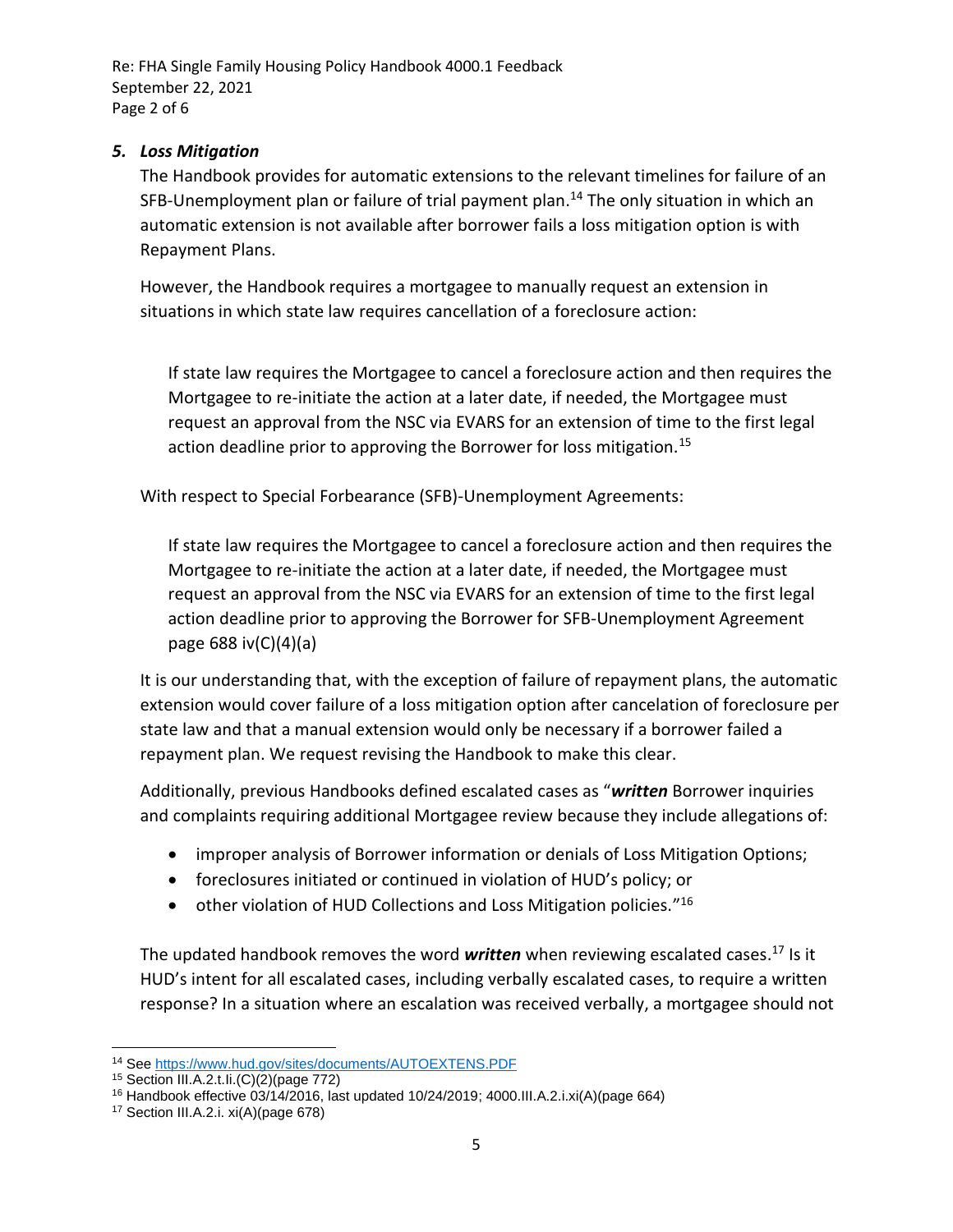### *5. Loss Mitigation*

The Handbook provides for automatic extensions to the relevant timelines for failure of an SFB-Unemployment plan or failure of trial payment plan.[14] The only situation in which an automatic extension is not available after borrower fails a loss mitigation option is with Repayment Plans.

However, the Handbook requires a mortgagee to manually request an extension in situations in which state law requires cancellation of a foreclosure action:

> If state law requires the Mortgagee to cancel a foreclosure action and then requires the Mortgagee to re-initiate the action at a later date, if needed, the Mortgagee must request an approval from the NSC via EVARS for an extension of time to the first legal action deadline prior to approving the Borrower for loss mitigation.[15]

With respect to Special Forbearance (SFB)-Unemployment Agreements:

> If state law requires the Mortgagee to cancel a foreclosure action and then requires the Mortgagee to re-initiate the action at a later date, if needed, the Mortgagee must request an approval from the NSC via EVARS for an extension of time to the first legal action deadline prior to approving the Borrower for SFB-Unemployment Agreement page 688 iv(C)(4)(a)

It is our understanding that, with the exception of failure of repayment plans, the automatic extension would cover failure of a loss mitigation option after cancelation of foreclosure per state law and that a manual extension would only be necessary if a borrower failed a repayment plan. We request revising the Handbook to make this clear.

Additionally, previous Handbooks defined escalated cases as "***written*** Borrower inquiries and complaints requiring additional Mortgagee review because they include allegations of:

- improper analysis of Borrower information or denials of Loss Mitigation Options;
- foreclosures initiated or continued in violation of HUD's policy; or
- other violation of HUD Collections and Loss Mitigation policies."[16]

The updated handbook removes the word ***written*** when reviewing escalated cases.[17] Is it HUD's intent for all escalated cases, including verbally escalated cases, to require a written response? In a situation where an escalation was received verbally, a mortgagee should not

---

[14] See https://www.hud.gov/sites/documents/AUTOEXTENS.PDF

[15] Section III.A.2.t.Ii.(C)(2)(page 772)

[16] Handbook effective 03/14/2016, last updated 10/24/2019; 4000.III.A.2.i.xi(A)(page 664)

[17] Section III.A.2.i. xi(A)(page 678)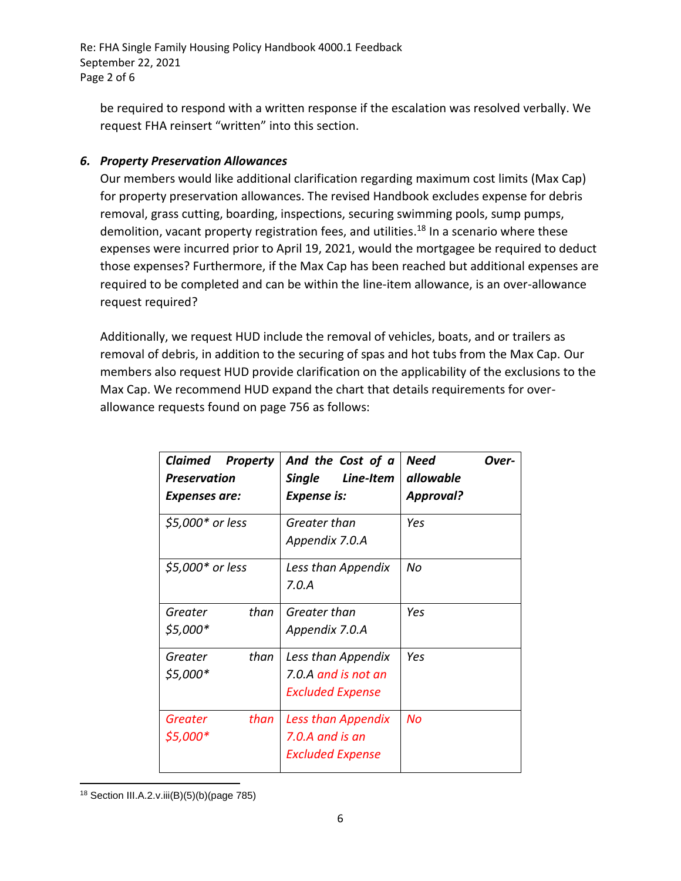be required to respond with a written response if the escalation was resolved verbally. We request FHA reinsert "written" into this section.

### 6. *Property Preservation Allowances*

Our members would like additional clarification regarding maximum cost limits (Max Cap) for property preservation allowances. The revised Handbook excludes expense for debris removal, grass cutting, boarding, inspections, securing swimming pools, sump pumps, demolition, vacant property registration fees, and utilities.[18] In a scenario where these expenses were incurred prior to April 19, 2021, would the mortgagee be required to deduct those expenses? Furthermore, if the Max Cap has been reached but additional expenses are required to be completed and can be within the line-item allowance, is an over-allowance request required?

Additionally, we request HUD include the removal of vehicles, boats, and or trailers as removal of debris, in addition to the securing of spas and hot tubs from the Max Cap. Our members also request HUD provide clarification on the applicability of the exclusions to the Max Cap. We recommend HUD expand the chart that details requirements for over-allowance requests found on page 756 as follows:

| ***Claimed Property Preservation Expenses are:*** | ***And the Cost of a Single Line-Item Expense is:*** | ***Need Over-allowable Approval?*** |
|---|---|---|
| *$5,000* or less* | *Greater than Appendix 7.0.A* | *Yes* |
| *$5,000* or less* | *Less than Appendix 7.0.A* | *No* |
| *Greater than $5,000** | *Greater than Appendix 7.0.A* | *Yes* |
| *Greater than $5,000** | *Less than Appendix 7.0.A and is not an Excluded Expense* | *Yes* |
| *Greater than $5,000** | *Less than Appendix 7.0.A and is an Excluded Expense* | *No* |

[18] Section III.A.2.v.iii(B)(5)(b)(page 785)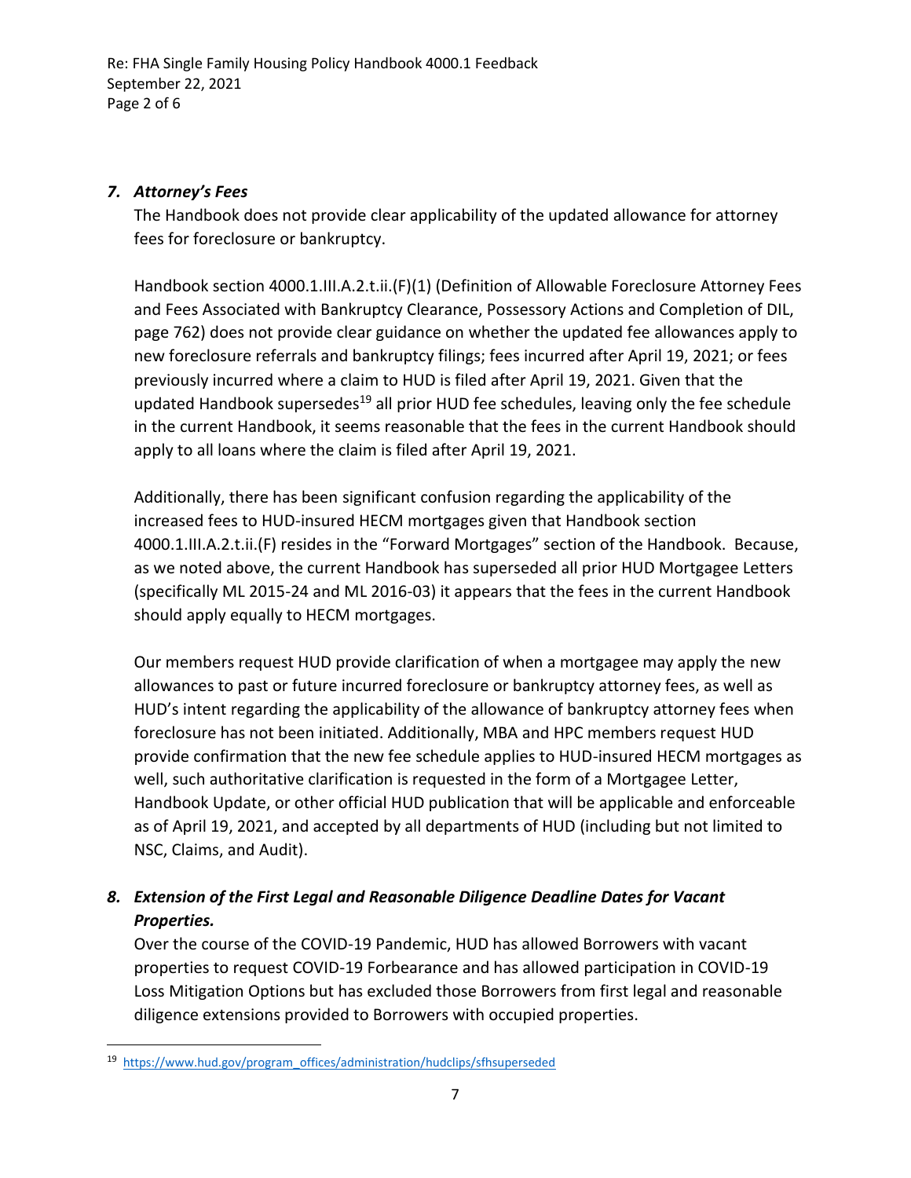### *7. Attorney's Fees*

The Handbook does not provide clear applicability of the updated allowance for attorney fees for foreclosure or bankruptcy.

Handbook section 4000.1.III.A.2.t.ii.(F)(1) (Definition of Allowable Foreclosure Attorney Fees and Fees Associated with Bankruptcy Clearance, Possessory Actions and Completion of DIL, page 762) does not provide clear guidance on whether the updated fee allowances apply to new foreclosure referrals and bankruptcy filings; fees incurred after April 19, 2021; or fees previously incurred where a claim to HUD is filed after April 19, 2021. Given that the updated Handbook supersedes[19] all prior HUD fee schedules, leaving only the fee schedule in the current Handbook, it seems reasonable that the fees in the current Handbook should apply to all loans where the claim is filed after April 19, 2021.

Additionally, there has been significant confusion regarding the applicability of the increased fees to HUD-insured HECM mortgages given that Handbook section 4000.1.III.A.2.t.ii.(F) resides in the "Forward Mortgages" section of the Handbook. Because, as we noted above, the current Handbook has superseded all prior HUD Mortgagee Letters (specifically ML 2015-24 and ML 2016-03) it appears that the fees in the current Handbook should apply equally to HECM mortgages.

Our members request HUD provide clarification of when a mortgagee may apply the new allowances to past or future incurred foreclosure or bankruptcy attorney fees, as well as HUD's intent regarding the applicability of the allowance of bankruptcy attorney fees when foreclosure has not been initiated. Additionally, MBA and HPC members request HUD provide confirmation that the new fee schedule applies to HUD-insured HECM mortgages as well, such authoritative clarification is requested in the form of a Mortgagee Letter, Handbook Update, or other official HUD publication that will be applicable and enforceable as of April 19, 2021, and accepted by all departments of HUD (including but not limited to NSC, Claims, and Audit).

### *8. Extension of the First Legal and Reasonable Diligence Deadline Dates for Vacant Properties.*

Over the course of the COVID-19 Pandemic, HUD has allowed Borrowers with vacant properties to request COVID-19 Forbearance and has allowed participation in COVID-19 Loss Mitigation Options but has excluded those Borrowers from first legal and reasonable diligence extensions provided to Borrowers with occupied properties.

---

[19] https://www.hud.gov/program_offices/administration/hudclips/sfhsuperseded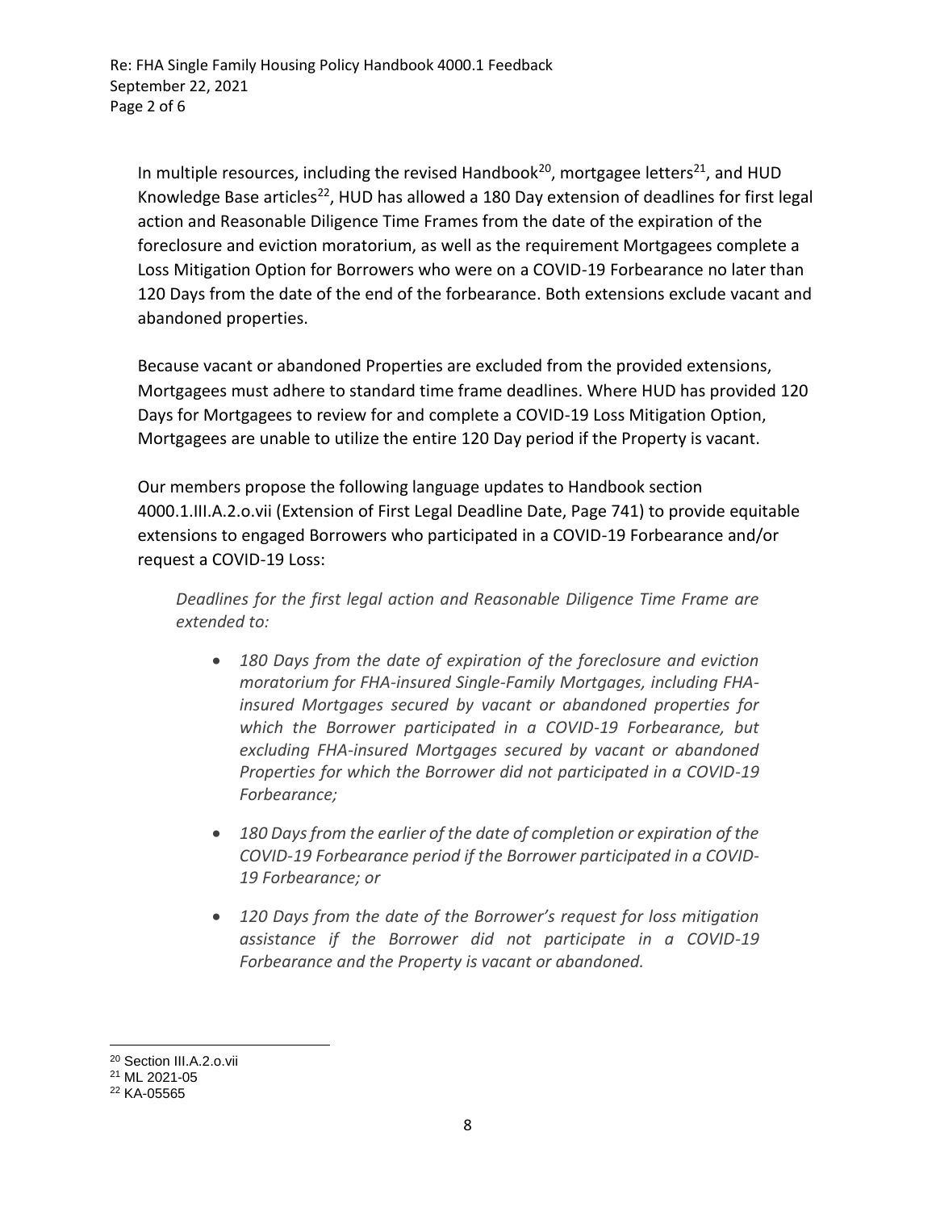In multiple resources, including the revised Handbook[20], mortgagee letters[21], and HUD Knowledge Base articles[22], HUD has allowed a 180 Day extension of deadlines for first legal action and Reasonable Diligence Time Frames from the date of the expiration of the foreclosure and eviction moratorium, as well as the requirement Mortgagees complete a Loss Mitigation Option for Borrowers who were on a COVID-19 Forbearance no later than 120 Days from the date of the end of the forbearance. Both extensions exclude vacant and abandoned properties.

Because vacant or abandoned Properties are excluded from the provided extensions, Mortgagees must adhere to standard time frame deadlines. Where HUD has provided 120 Days for Mortgagees to review for and complete a COVID-19 Loss Mitigation Option, Mortgagees are unable to utilize the entire 120 Day period if the Property is vacant.

Our members propose the following language updates to Handbook section 4000.1.III.A.2.o.vii (Extension of First Legal Deadline Date, Page 741) to provide equitable extensions to engaged Borrowers who participated in a COVID-19 Forbearance and/or request a COVID-19 Loss:

> *Deadlines for the first legal action and Reasonable Diligence Time Frame are extended to:*
>
> - *180 Days from the date of expiration of the foreclosure and eviction moratorium for FHA-insured Single-Family Mortgages, including FHA-insured Mortgages secured by vacant or abandoned properties for which the Borrower participated in a COVID-19 Forbearance, but excluding FHA-insured Mortgages secured by vacant or abandoned Properties for which the Borrower did not participated in a COVID-19 Forbearance;*
> - *180 Days from the earlier of the date of completion or expiration of the COVID-19 Forbearance period if the Borrower participated in a COVID-19 Forbearance; or*
> - *120 Days from the date of the Borrower's request for loss mitigation assistance if the Borrower did not participate in a COVID-19 Forbearance and the Property is vacant or abandoned.*

---

[20] Section III.A.2.o.vii

[21] ML 2021-05

[22] KA-05565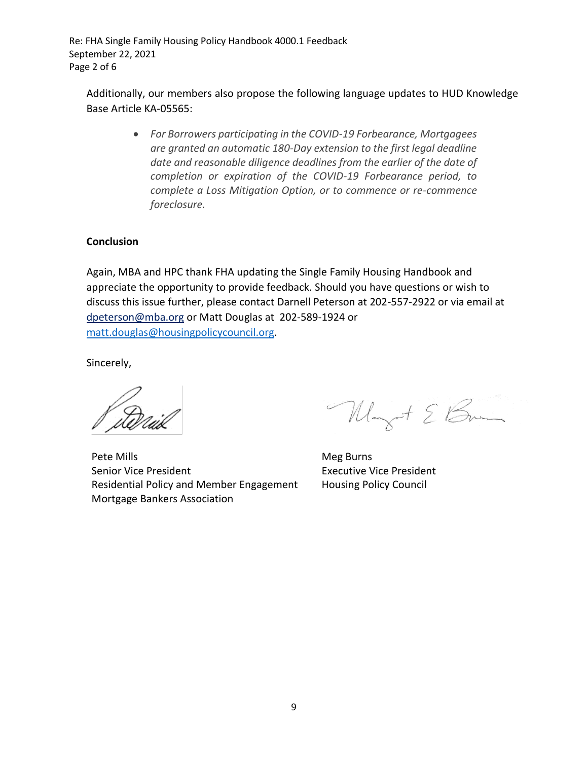Additionally, our members also propose the following language updates to HUD Knowledge Base Article KA-05565:

- *For Borrowers participating in the COVID-19 Forbearance, Mortgagees are granted an automatic 180-Day extension to the first legal deadline date and reasonable diligence deadlines from the earlier of the date of completion or expiration of the COVID-19 Forbearance period, to complete a Loss Mitigation Option, or to commence or re-commence foreclosure.*

**Conclusion**

Again, MBA and HPC thank FHA updating the Single Family Housing Handbook and appreciate the opportunity to provide feedback. Should you have questions or wish to discuss this issue further, please contact Darnell Peterson at 202-557-2922 or via email at dpeterson@mba.org or Matt Douglas at 202-589-1924 or matt.douglas@housingpolicycouncil.org.

Sincerely,

Pete Mills
Senior Vice President
Residential Policy and Member Engagement
Mortgage Bankers Association

Meg Burns
Executive Vice President
Housing Policy Council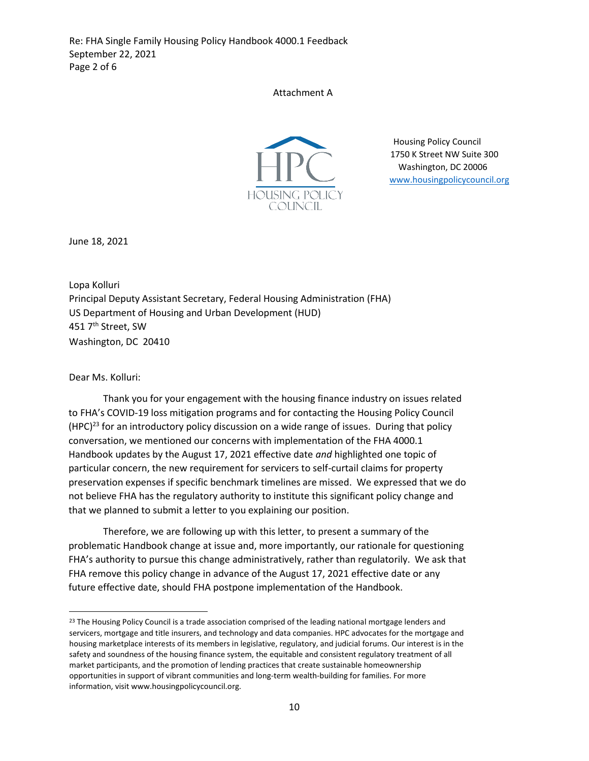Attachment A

Housing Policy Council
1750 K Street NW Suite 300
Washington, DC 20006
www.housingpolicycouncil.org

June 18, 2021

Lopa Kolluri
Principal Deputy Assistant Secretary, Federal Housing Administration (FHA)
US Department of Housing and Urban Development (HUD)
451 7th Street, SW
Washington, DC 20410

Dear Ms. Kolluri:

Thank you for your engagement with the housing finance industry on issues related to FHA's COVID-19 loss mitigation programs and for contacting the Housing Policy Council (HPC)[23] for an introductory policy discussion on a wide range of issues. During that policy conversation, we mentioned our concerns with implementation of the FHA 4000.1 Handbook updates by the August 17, 2021 effective date *and* highlighted one topic of particular concern, the new requirement for servicers to self-curtail claims for property preservation expenses if specific benchmark timelines are missed. We expressed that we do not believe FHA has the regulatory authority to institute this significant policy change and that we planned to submit a letter to you explaining our position.

Therefore, we are following up with this letter, to present a summary of the problematic Handbook change at issue and, more importantly, our rationale for questioning FHA's authority to pursue this change administratively, rather than regulatorily. We ask that FHA remove this policy change in advance of the August 17, 2021 effective date or any future effective date, should FHA postpone implementation of the Handbook.

[23] The Housing Policy Council is a trade association comprised of the leading national mortgage lenders and servicers, mortgage and title insurers, and technology and data companies. HPC advocates for the mortgage and housing marketplace interests of its members in legislative, regulatory, and judicial forums. Our interest is in the safety and soundness of the housing finance system, the equitable and consistent regulatory treatment of all market participants, and the promotion of lending practices that create sustainable homeownership opportunities in support of vibrant communities and long-term wealth-building for families. For more information, visit www.housingpolicycouncil.org.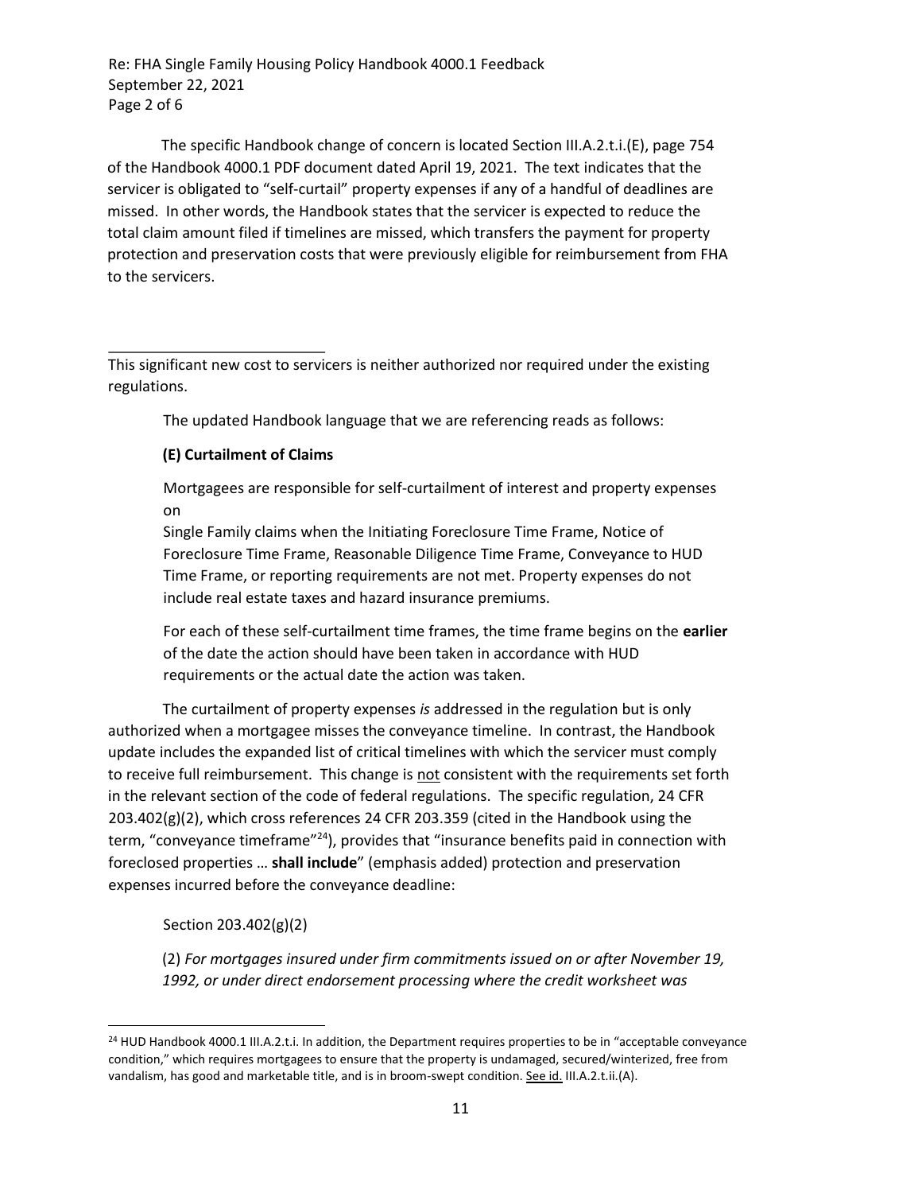The specific Handbook change of concern is located Section III.A.2.t.i.(E), page 754 of the Handbook 4000.1 PDF document dated April 19, 2021. The text indicates that the servicer is obligated to "self-curtail" property expenses if any of a handful of deadlines are missed. In other words, the Handbook states that the servicer is expected to reduce the total claim amount filed if timelines are missed, which transfers the payment for property protection and preservation costs that were previously eligible for reimbursement from FHA to the servicers.

This significant new cost to servicers is neither authorized nor required under the existing regulations.

The updated Handbook language that we are referencing reads as follows:

> **(E) Curtailment of Claims**
>
> Mortgagees are responsible for self-curtailment of interest and property expenses on
> Single Family claims when the Initiating Foreclosure Time Frame, Notice of Foreclosure Time Frame, Reasonable Diligence Time Frame, Conveyance to HUD Time Frame, or reporting requirements are not met. Property expenses do not include real estate taxes and hazard insurance premiums.
>
> For each of these self-curtailment time frames, the time frame begins on the **earlier** of the date the action should have been taken in accordance with HUD requirements or the actual date the action was taken.

The curtailment of property expenses *is* addressed in the regulation but is only authorized when a mortgagee misses the conveyance timeline. In contrast, the Handbook update includes the expanded list of critical timelines with which the servicer must comply to receive full reimbursement. This change is not consistent with the requirements set forth in the relevant section of the code of federal regulations. The specific regulation, 24 CFR 203.402(g)(2), which cross references 24 CFR 203.359 (cited in the Handbook using the term, "conveyance timeframe"[24]), provides that "insurance benefits paid in connection with foreclosed properties … **shall include**" (emphasis added) protection and preservation expenses incurred before the conveyance deadline:

> Section 203.402(g)(2)
>
> (2) *For mortgages insured under firm commitments issued on or after November 19, 1992, or under direct endorsement processing where the credit worksheet was*

[24] HUD Handbook 4000.1 III.A.2.t.i. In addition, the Department requires properties to be in "acceptable conveyance condition," which requires mortgagees to ensure that the property is undamaged, secured/winterized, free from vandalism, has good and marketable title, and is in broom-swept condition. See id. III.A.2.t.ii.(A).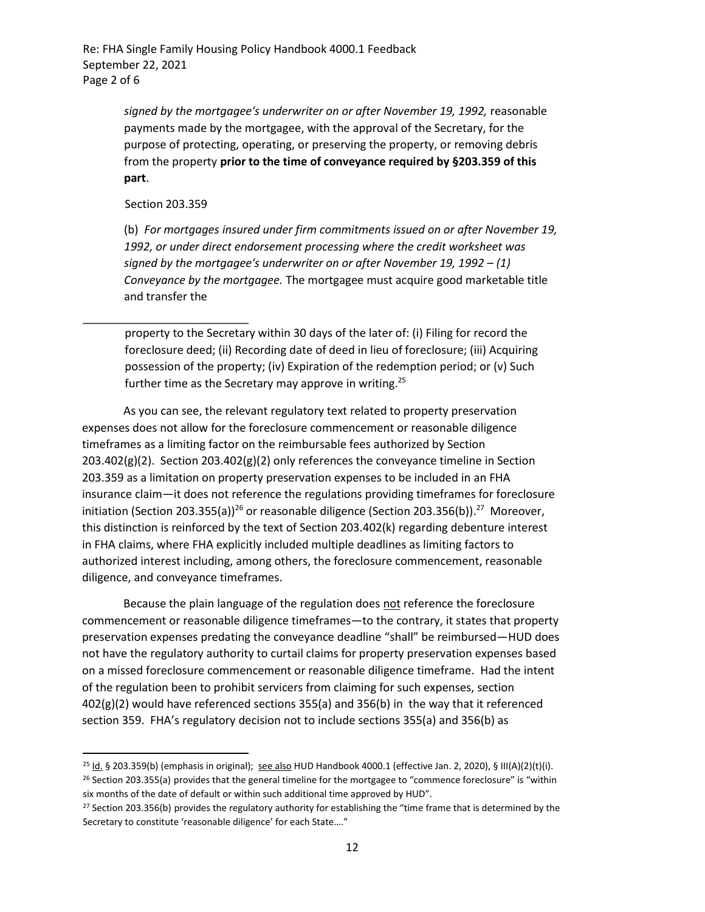> *signed by the mortgagee's underwriter on or after November 19, 1992,* reasonable payments made by the mortgagee, with the approval of the Secretary, for the purpose of protecting, operating, or preserving the property, or removing debris from the property **prior to the time of conveyance required by §203.359 of this part**.
>
> Section 203.359
>
> (b) *For mortgages insured under firm commitments issued on or after November 19, 1992, or under direct endorsement processing where the credit worksheet was signed by the mortgagee's underwriter on or after November 19, 1992 – (1) Conveyance by the mortgagee.* The mortgagee must acquire good marketable title and transfer the property to the Secretary within 30 days of the later of: (i) Filing for record the foreclosure deed; (ii) Recording date of deed in lieu of foreclosure; (iii) Acquiring possession of the property; (iv) Expiration of the redemption period; or (v) Such further time as the Secretary may approve in writing.[25]

As you can see, the relevant regulatory text related to property preservation expenses does not allow for the foreclosure commencement or reasonable diligence timeframes as a limiting factor on the reimbursable fees authorized by Section 203.402(g)(2). Section 203.402(g)(2) only references the conveyance timeline in Section 203.359 as a limitation on property preservation expenses to be included in an FHA insurance claim—it does not reference the regulations providing timeframes for foreclosure initiation (Section 203.355(a))[26] or reasonable diligence (Section 203.356(b)).[27] Moreover, this distinction is reinforced by the text of Section 203.402(k) regarding debenture interest in FHA claims, where FHA explicitly included multiple deadlines as limiting factors to authorized interest including, among others, the foreclosure commencement, reasonable diligence, and conveyance timeframes.

Because the plain language of the regulation does <u>not</u> reference the foreclosure commencement or reasonable diligence timeframes—to the contrary, it states that property preservation expenses predating the conveyance deadline "shall" be reimbursed—HUD does not have the regulatory authority to curtail claims for property preservation expenses based on a missed foreclosure commencement or reasonable diligence timeframe. Had the intent of the regulation been to prohibit servicers from claiming for such expenses, section 402(g)(2) would have referenced sections 355(a) and 356(b) in the way that it referenced section 359. FHA's regulatory decision not to include sections 355(a) and 356(b) as

---

[25] <u>Id.</u> § 203.359(b) (emphasis in original); <u>see also</u> HUD Handbook 4000.1 (effective Jan. 2, 2020), § III(A)(2)(t)(i).

[26] Section 203.355(a) provides that the general timeline for the mortgagee to "commence foreclosure" is "within six months of the date of default or within such additional time approved by HUD".

[27] Section 203.356(b) provides the regulatory authority for establishing the "time frame that is determined by the Secretary to constitute 'reasonable diligence' for each State…."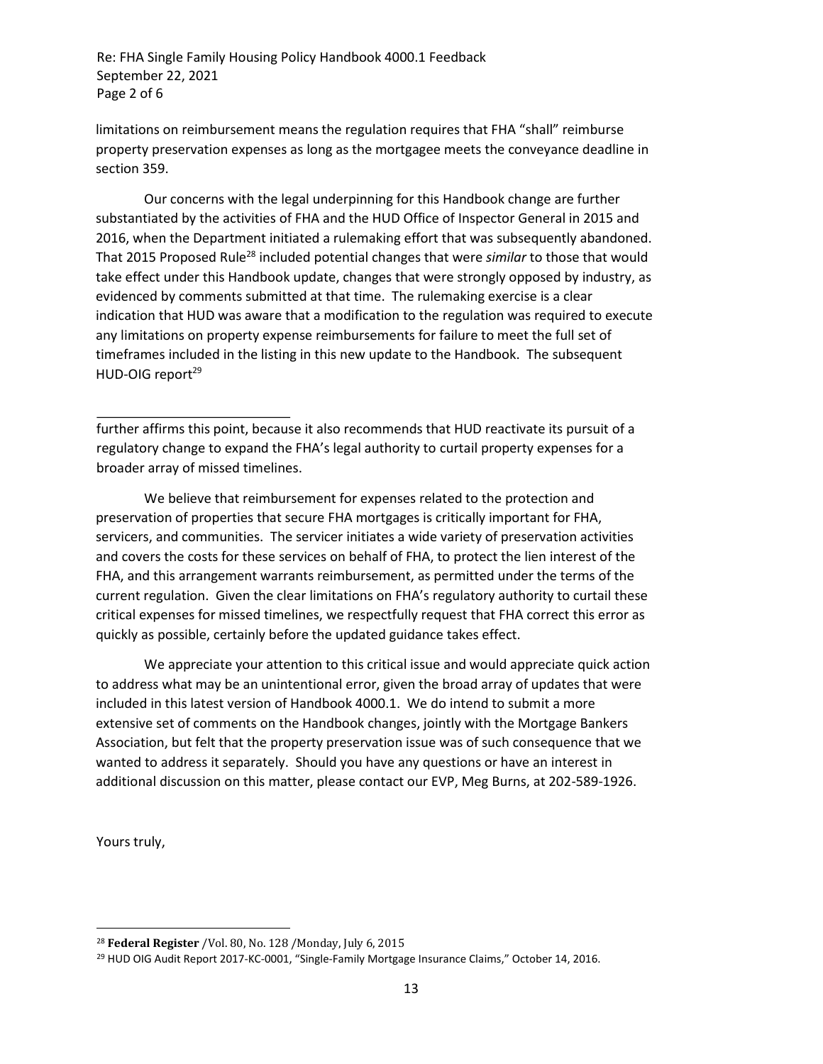limitations on reimbursement means the regulation requires that FHA "shall" reimburse property preservation expenses as long as the mortgagee meets the conveyance deadline in section 359.

Our concerns with the legal underpinning for this Handbook change are further substantiated by the activities of FHA and the HUD Office of Inspector General in 2015 and 2016, when the Department initiated a rulemaking effort that was subsequently abandoned. That 2015 Proposed Rule[28] included potential changes that were *similar* to those that would take effect under this Handbook update, changes that were strongly opposed by industry, as evidenced by comments submitted at that time. The rulemaking exercise is a clear indication that HUD was aware that a modification to the regulation was required to execute any limitations on property expense reimbursements for failure to meet the full set of timeframes included in the listing in this new update to the Handbook. The subsequent HUD-OIG report[29] further affirms this point, because it also recommends that HUD reactivate its pursuit of a regulatory change to expand the FHA's legal authority to curtail property expenses for a broader array of missed timelines.

We believe that reimbursement for expenses related to the protection and preservation of properties that secure FHA mortgages is critically important for FHA, servicers, and communities. The servicer initiates a wide variety of preservation activities and covers the costs for these services on behalf of FHA, to protect the lien interest of the FHA, and this arrangement warrants reimbursement, as permitted under the terms of the current regulation. Given the clear limitations on FHA's regulatory authority to curtail these critical expenses for missed timelines, we respectfully request that FHA correct this error as quickly as possible, certainly before the updated guidance takes effect.

We appreciate your attention to this critical issue and would appreciate quick action to address what may be an unintentional error, given the broad array of updates that were included in this latest version of Handbook 4000.1. We do intend to submit a more extensive set of comments on the Handbook changes, jointly with the Mortgage Bankers Association, but felt that the property preservation issue was of such consequence that we wanted to address it separately. Should you have any questions or have an interest in additional discussion on this matter, please contact our EVP, Meg Burns, at 202-589-1926.

Yours truly,

---

[28] **Federal Register** /Vol. 80, No. 128 /Monday, July 6, 2015

[29] HUD OIG Audit Report 2017-KC-0001, "Single-Family Mortgage Insurance Claims," October 14, 2016.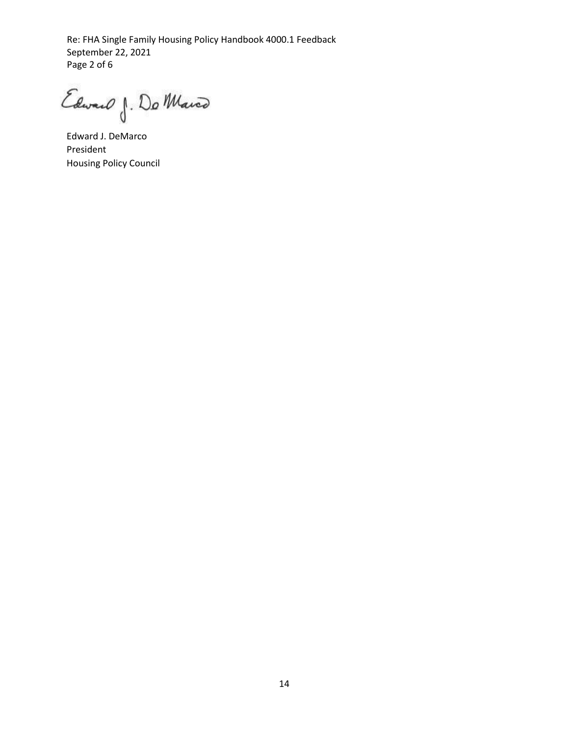Edward J. DeMarco
President
Housing Policy Council